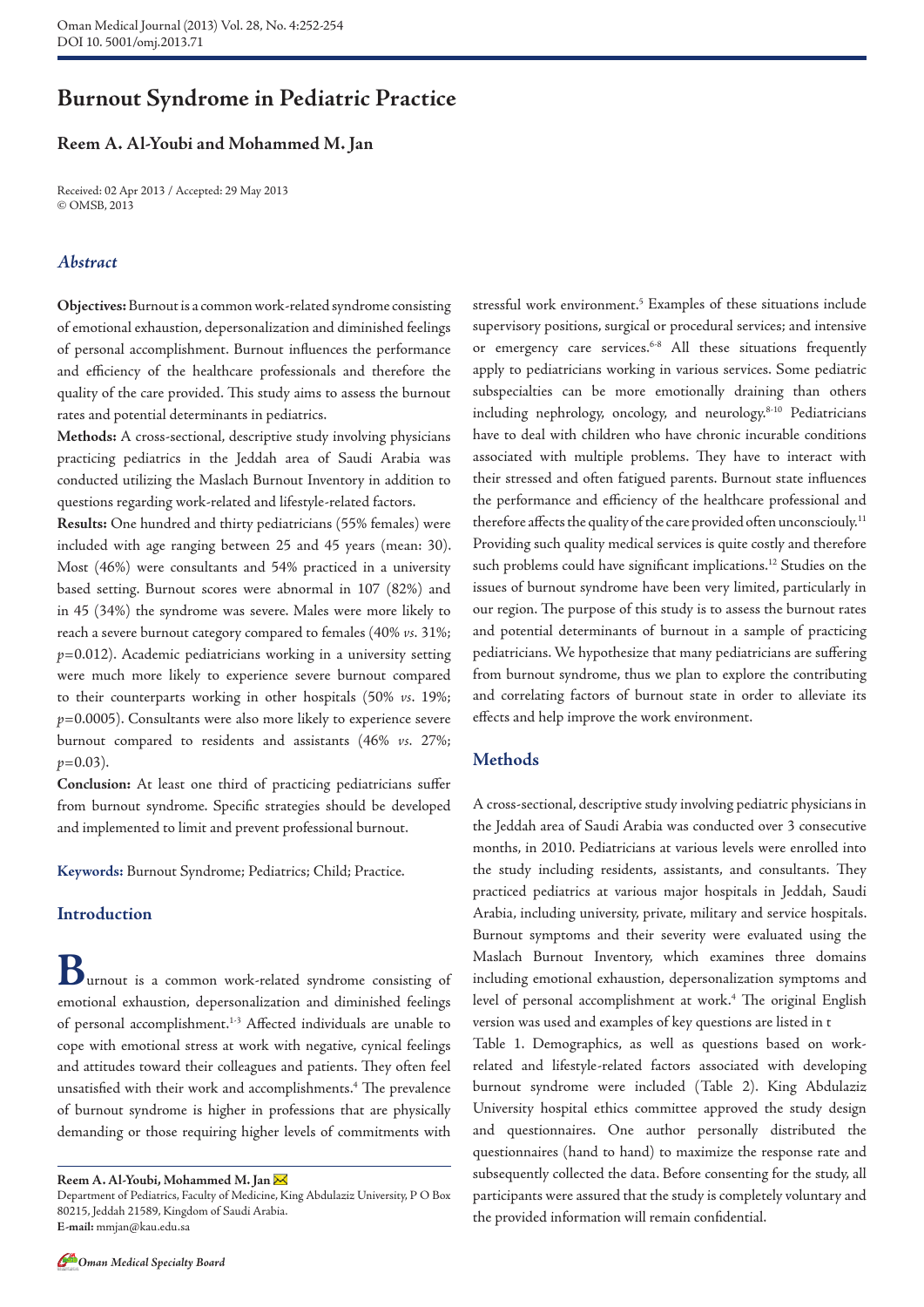# Burnout Syndrome in Pediatric Practice

**Reem A. Al-Youbi and Mohammed M. Jan**

Received: 02 Apr 2013 / Accepted: 29 May 2013
© OMSB, 2013

## *Abstract*

**Objectives:** Burnout is a common work-related syndrome consisting of emotional exhaustion, depersonalization and diminished feelings of personal accomplishment. Burnout influences the performance and efficiency of the healthcare professionals and therefore the quality of the care provided. This study aims to assess the burnout rates and potential determinants in pediatrics.

**Methods:** A cross-sectional, descriptive study involving physicians practicing pediatrics in the Jeddah area of Saudi Arabia was conducted utilizing the Maslach Burnout Inventory in addition to questions regarding work-related and lifestyle-related factors.

**Results:** One hundred and thirty pediatricians (55% females) were included with age ranging between 25 and 45 years (mean: 30). Most (46%) were consultants and 54% practiced in a university based setting. Burnout scores were abnormal in 107 (82%) and in 45 (34%) the syndrome was severe. Males were more likely to reach a severe burnout category compared to females (40% *vs.* 31%; $p=0.012$). Academic pediatricians working in a university setting were much more likely to experience severe burnout compared to their counterparts working in other hospitals (50% *vs.* 19%; $p=0.0005$). Consultants were also more likely to experience severe burnout compared to residents and assistants (46% *vs.* 27%; $p=0.03$).

**Conclusion:** At least one third of practicing pediatricians suffer from burnout syndrome. Specific strategies should be developed and implemented to limit and prevent professional burnout.

**Keywords:** Burnout Syndrome; Pediatrics; Child; Practice.

## Introduction

Burnout is a common work-related syndrome consisting of emotional exhaustion, depersonalization and diminished feelings of personal accomplishment.[1-3] Affected individuals are unable to cope with emotional stress at work with negative, cynical feelings and attitudes toward their colleagues and patients. They often feel unsatisfied with their work and accomplishments.[4] The prevalence of burnout syndrome is higher in professions that are physically demanding or those requiring higher levels of commitments with stressful work environment.[5] Examples of these situations include supervisory positions, surgical or procedural services; and intensive or emergency care services.[6-8] All these situations frequently apply to pediatricians working in various services. Some pediatric subspecialties can be more emotionally draining than others including nephrology, oncology, and neurology.[8-10] Pediatricians have to deal with children who have chronic incurable conditions associated with multiple problems. They have to interact with their stressed and often fatigued parents. Burnout state influences the performance and efficiency of the healthcare professional and therefore affects the quality of the care provided often unconsciouly.[11] Providing such quality medical services is quite costly and therefore such problems could have significant implications.[12] Studies on the issues of burnout syndrome have been very limited, particularly in our region. The purpose of this study is to assess the burnout rates and potential determinants of burnout in a sample of practicing pediatricians. We hypothesize that many pediatricians are suffering from burnout syndrome, thus we plan to explore the contributing and correlating factors of burnout state in order to alleviate its effects and help improve the work environment.

## Methods

A cross-sectional, descriptive study involving pediatric physicians in the Jeddah area of Saudi Arabia was conducted over 3 consecutive months, in 2010. Pediatricians at various levels were enrolled into the study including residents, assistants, and consultants. They practiced pediatrics at various major hospitals in Jeddah, Saudi Arabia, including university, private, military and service hospitals. Burnout symptoms and their severity were evaluated using the Maslach Burnout Inventory, which examines three domains including emotional exhaustion, depersonalization symptoms and level of personal accomplishment at work.[4] The original English version was used and examples of key questions are listed in t

Table 1. Demographics, as well as questions based on work-related and lifestyle-related factors associated with developing burnout syndrome were included (Table 2). King Abdulaziz University hospital ethics committee approved the study design and questionnaires. One author personally distributed the questionnaires (hand to hand) to maximize the response rate and subsequently collected the data. Before consenting for the study, all participants were assured that the study is completely voluntary and the provided information will remain confidential.

---

**Reem A. Al-Youbi, Mohammed M. Jan**
Department of Pediatrics, Faculty of Medicine, King Abdulaziz University, P O Box 80215, Jeddah 21589, Kingdom of Saudi Arabia.
**E-mail:** mmjan@kau.edu.sa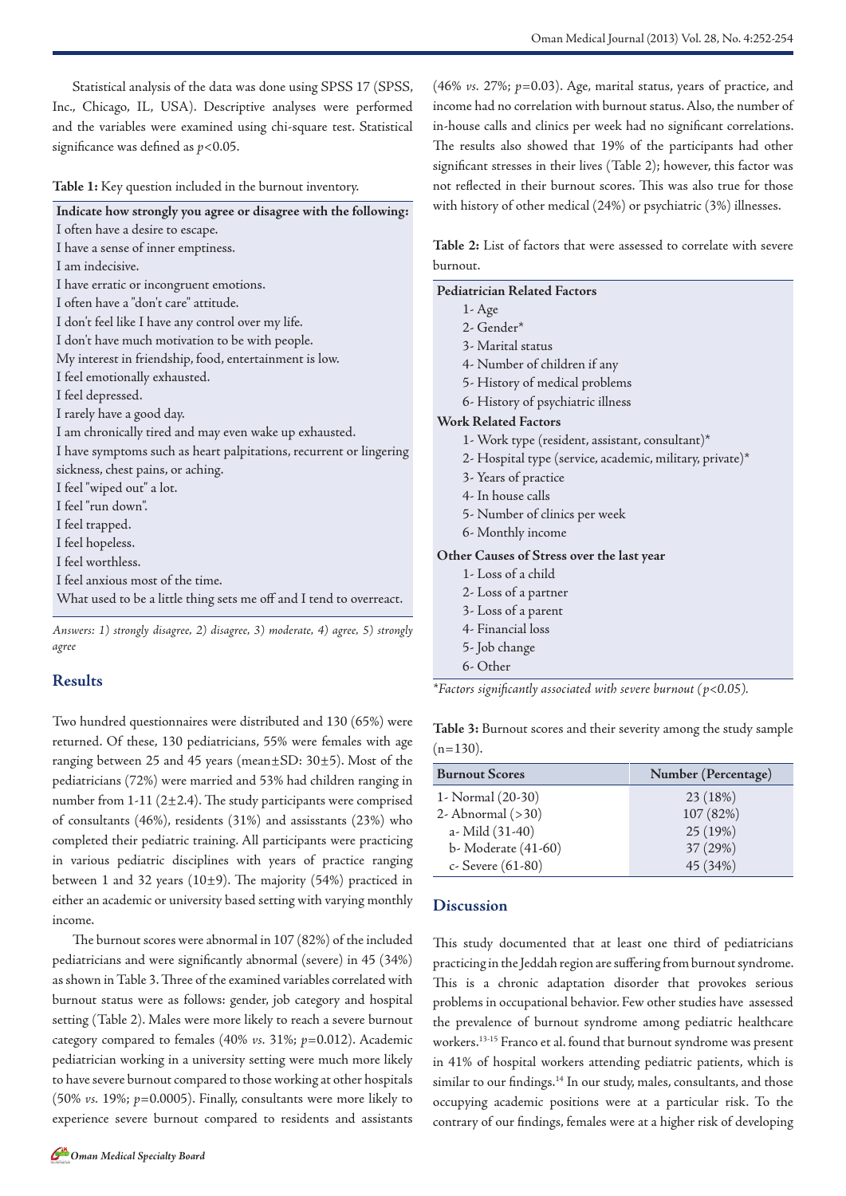Statistical analysis of the data was done using SPSS 17 (SPSS, Inc., Chicago, IL, USA). Descriptive analyses were performed and the variables were examined using chi-square test. Statistical significance was defined as $p<0.05$.

**Table 1:** Key question included in the burnout inventory.

| **Indicate how strongly you agree or disagree with the following:** |
|---|
| I often have a desire to escape. |
| I have a sense of inner emptiness. |
| I am indecisive. |
| I have erratic or incongruent emotions. |
| I often have a "don't care" attitude. |
| I don't feel like I have any control over my life. |
| I don't have much motivation to be with people. |
| My interest in friendship, food, entertainment is low. |
| I feel emotionally exhausted. |
| I feel depressed. |
| I rarely have a good day. |
| I am chronically tired and may even wake up exhausted. |
| I have symptoms such as heart palpitations, recurrent or lingering sickness, chest pains, or aching. |
| I feel "wiped out" a lot. |
| I feel "run down". |
| I feel trapped. |
| I feel hopeless. |
| I feel worthless. |
| I feel anxious most of the time. |
| What used to be a little thing sets me off and I tend to overreact. |

*Answers: 1) strongly disagree, 2) disagree, 3) moderate, 4) agree, 5) strongly agree*

## Results

Two hundred questionnaires were distributed and 130 (65%) were returned. Of these, 130 pediatricians, 55% were females with age ranging between 25 and 45 years (mean±SD: 30±5). Most of the pediatricians (72%) were married and 53% had children ranging in number from 1-11 (2±2.4). The study participants were comprised of consultants (46%), residents (31%) and assisstants (23%) who completed their pediatric training. All participants were practicing in various pediatric disciplines with years of practice ranging between 1 and 32 years (10±9). The majority (54%) practiced in either an academic or university based setting with varying monthly income.

The burnout scores were abnormal in 107 (82%) of the included pediatricians and were significantly abnormal (severe) in 45 (34%) as shown in Table 3. Three of the examined variables correlated with burnout status were as follows: gender, job category and hospital setting (Table 2). Males were more likely to reach a severe burnout category compared to females (40% *vs.* 31%; $p=0.012$). Academic pediatrician working in a university setting were much more likely to have severe burnout compared to those working at other hospitals (50% *vs.* 19%; $p=0.0005$). Finally, consultants were more likely to experience severe burnout compared to residents and assistants (46% *vs.* 27%; $p=0.03$). Age, marital status, years of practice, and income had no correlation with burnout status. Also, the number of in-house calls and clinics per week had no significant correlations. The results also showed that 19% of the participants had other significant stresses in their lives (Table 2); however, this factor was not reflected in their burnout scores. This was also true for those with history of other medical (24%) or psychiatric (3%) illnesses.

**Table 2:** List of factors that were assessed to correlate with severe burnout.

| **Pediatrician Related Factors** |
|---|
| 1- Age |
| 2- Gender* |
| 3- Marital status |
| 4- Number of children if any |
| 5- History of medical problems |
| 6- History of psychiatric illness |
| **Work Related Factors** |
| 1- Work type (resident, assistant, consultant)* |
| 2- Hospital type (service, academic, military, private)* |
| 3- Years of practice |
| 4- In house calls |
| 5- Number of clinics per week |
| 6- Monthly income |
| **Other Causes of Stress over the last year** |
| 1- Loss of a child |
| 2- Loss of a partner |
| 3- Loss of a parent |
| 4- Financial loss |
| 5- Job change |
| 6- Other |

*\*Factors significantly associated with severe burnout ($p<0.05$).*

**Table 3:** Burnout scores and their severity among the study sample (n=130).

| Burnout Scores | Number (Percentage) |
|---|---|
| 1- Normal (20-30) | 23 (18%) |
| 2- Abnormal (>30) | 107 (82%) |
| a- Mild (31-40) | 25 (19%) |
| b- Moderate (41-60) | 37 (29%) |
| c- Severe (61-80) | 45 (34%) |

## Discussion

This study documented that at least one third of pediatricians practicing in the Jeddah region are suffering from burnout syndrome. This is a chronic adaptation disorder that provokes serious problems in occupational behavior. Few other studies have assessed the prevalence of burnout syndrome among pediatric healthcare workers.[13-15] Franco et al. found that burnout syndrome was present in 41% of hospital workers attending pediatric patients, which is similar to our findings.[14] In our study, males, consultants, and those occupying academic positions were at a particular risk. To the contrary of our findings, females were at a higher risk of developing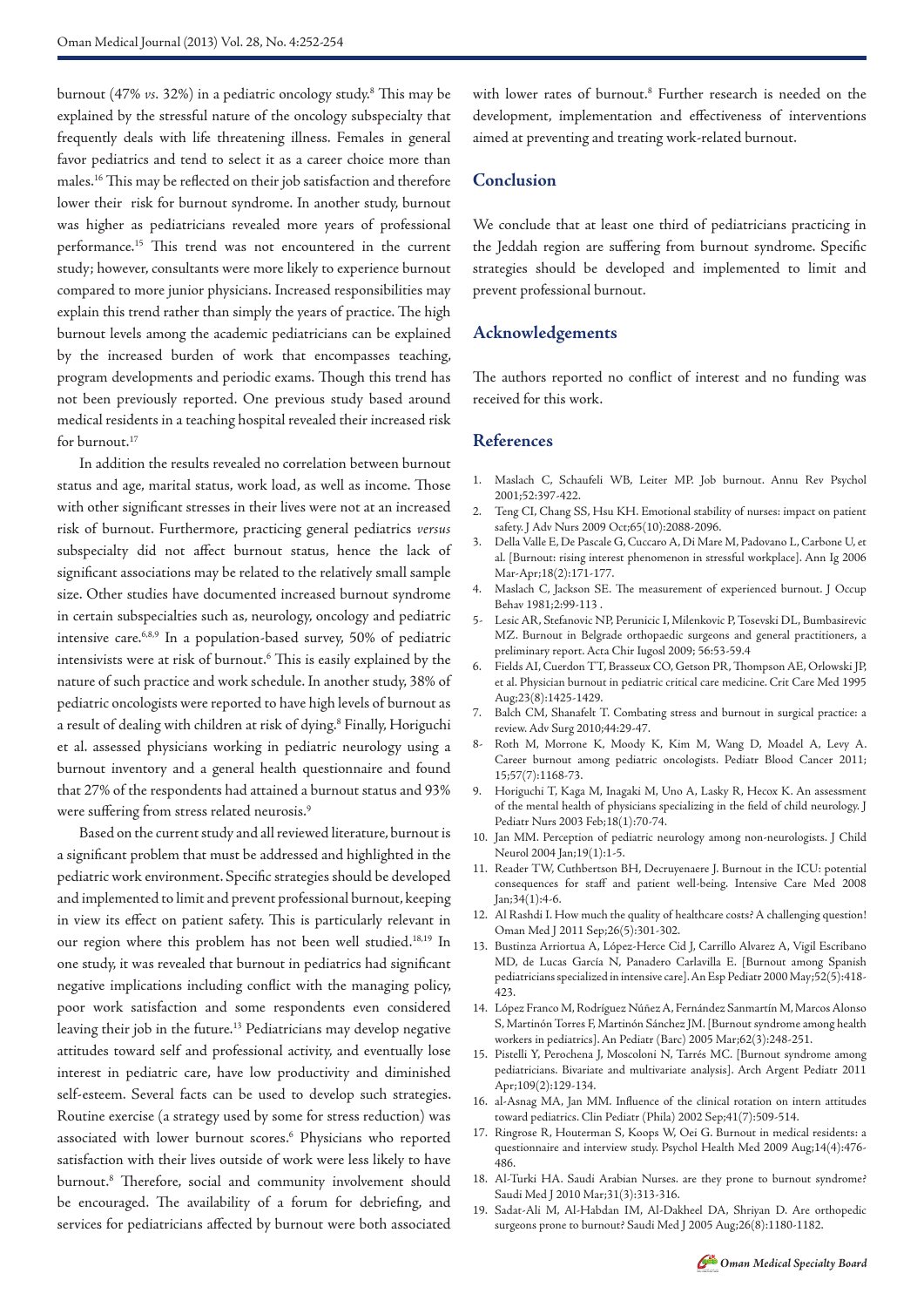burnout (47% *vs.* 32%) in a pediatric oncology study.[8] This may be explained by the stressful nature of the oncology subspecialty that frequently deals with life threatening illness. Females in general favor pediatrics and tend to select it as a career choice more than males.[16] This may be reflected on their job satisfaction and therefore lower their risk for burnout syndrome. In another study, burnout was higher as pediatricians revealed more years of professional performance.[15] This trend was not encountered in the current study; however, consultants were more likely to experience burnout compared to more junior physicians. Increased responsibilities may explain this trend rather than simply the years of practice. The high burnout levels among the academic pediatricians can be explained by the increased burden of work that encompasses teaching, program developments and periodic exams. Though this trend has not been previously reported. One previous study based around medical residents in a teaching hospital revealed their increased risk for burnout.[17]

In addition the results revealed no correlation between burnout status and age, marital status, work load, as well as income. Those with other significant stresses in their lives were not at an increased risk of burnout. Furthermore, practicing general pediatrics *versus* subspecialty did not affect burnout status, hence the lack of significant associations may be related to the relatively small sample size. Other studies have documented increased burnout syndrome in certain subspecialties such as, neurology, oncology and pediatric intensive care.[6,8,9] In a population-based survey, 50% of pediatric intensivists were at risk of burnout.[6] This is easily explained by the nature of such practice and work schedule. In another study, 38% of pediatric oncologists were reported to have high levels of burnout as a result of dealing with children at risk of dying.[8] Finally, Horiguchi et al. assessed physicians working in pediatric neurology using a burnout inventory and a general health questionnaire and found that 27% of the respondents had attained a burnout status and 93% were suffering from stress related neurosis.[9]

Based on the current study and all reviewed literature, burnout is a significant problem that must be addressed and highlighted in the pediatric work environment. Specific strategies should be developed and implemented to limit and prevent professional burnout, keeping in view its effect on patient safety. This is particularly relevant in our region where this problem has not been well studied.[18,19] In one study, it was revealed that burnout in pediatrics had significant negative implications including conflict with the managing policy, poor work satisfaction and some respondents even considered leaving their job in the future.[13] Pediatricians may develop negative attitudes toward self and professional activity, and eventually lose interest in pediatric care, have low productivity and diminished self-esteem. Several facts can be used to develop such strategies. Routine exercise (a strategy used by some for stress reduction) was associated with lower burnout scores.[6] Physicians who reported satisfaction with their lives outside of work were less likely to have burnout.[8] Therefore, social and community involvement should be encouraged. The availability of a forum for debriefing, and services for pediatricians affected by burnout were both associated with lower rates of burnout.[8] Further research is needed on the development, implementation and effectiveness of interventions aimed at preventing and treating work-related burnout.

## Conclusion

We conclude that at least one third of pediatricians practicing in the Jeddah region are suffering from burnout syndrome. Specific strategies should be developed and implemented to limit and prevent professional burnout.

## Acknowledgements

The authors reported no conflict of interest and no funding was received for this work.

## References

1. Maslach C, Schaufeli WB, Leiter MP. Job burnout. Annu Rev Psychol 2001;52:397-422.
2. Teng CI, Chang SS, Hsu KH. Emotional stability of nurses: impact on patient safety. J Adv Nurs 2009 Oct;65(10):2088-2096.
3. Della Valle E, De Pascale G, Cuccaro A, Di Mare M, Padovano L, Carbone U, et al. [Burnout: rising interest phenomenon in stressful workplace]. Ann Ig 2006 Mar-Apr;18(2):171-177.
4. Maslach C, Jackson SE. The measurement of experienced burnout. J Occup Behav 1981;2:99-113 .
5- Lesic AR, Stefanovic NP, Perunicic I, Milenkovic P, Tosevski DL, Bumbasirevic MZ. Burnout in Belgrade orthopaedic surgeons and general practitioners, a preliminary report. Acta Chir Iugosl 2009; 56:53-59.4
6. Fields AI, Cuerdon TT, Brasseux CO, Getson PR, Thompson AE, Orlowski JP, et al. Physician burnout in pediatric critical care medicine. Crit Care Med 1995 Aug;23(8):1425-1429.
7. Balch CM, Shanafelt T. Combating stress and burnout in surgical practice: a review. Adv Surg 2010;44:29-47.
8- Roth M, Morrone K, Moody K, Kim M, Wang D, Moadel A, Levy A. Career burnout among pediatric oncologists. Pediatr Blood Cancer 2011; 15;57(7):1168-73.
9. Horiguchi T, Kaga M, Inagaki M, Uno A, Lasky R, Hecox K. An assessment of the mental health of physicians specializing in the field of child neurology. J Pediatr Nurs 2003 Feb;18(1):70-74.
10. Jan MM. Perception of pediatric neurology among non-neurologists. J Child Neurol 2004 Jan;19(1):1-5.
11. Reader TW, Cuthbertson BH, Decruyenaere J. Burnout in the ICU: potential consequences for staff and patient well-being. Intensive Care Med 2008 Jan;34(1):4-6.
12. Al Rashdi I. How much the quality of healthcare costs? A challenging question! Oman Med J 2011 Sep;26(5):301-302.
13. Bustinza Arriortua A, López-Herce Cid J, Carrillo Alvarez A, Vigil Escribano MD, de Lucas García N, Panadero Carlavilla E. [Burnout among Spanish pediatricians specialized in intensive care]. An Esp Pediatr 2000 May;52(5):418-423.
14. López Franco M, Rodríguez Núñez A, Fernández Sanmartín M, Marcos Alonso S, Martinón Torres F, Martinón Sánchez JM. [Burnout syndrome among health workers in pediatrics]. An Pediatr (Barc) 2005 Mar;62(3):248-251.
15. Pistelli Y, Perochena J, Moscoloni N, Tarrés MC. [Burnout syndrome among pediatricians. Bivariate and multivariate analysis]. Arch Argent Pediatr 2011 Apr;109(2):129-134.
16. al-Asnag MA, Jan MM. Influence of the clinical rotation on intern attitudes toward pediatrics. Clin Pediatr (Phila) 2002 Sep;41(7):509-514.
17. Ringrose R, Houterman S, Koops W, Oei G. Burnout in medical residents: a questionnaire and interview study. Psychol Health Med 2009 Aug;14(4):476-486.
18. Al-Turki HA. Saudi Arabian Nurses. are they prone to burnout syndrome? Saudi Med J 2010 Mar;31(3):313-316.
19. Sadat-Ali M, Al-Habdan IM, Al-Dakheel DA, Shriyan D. Are orthopedic surgeons prone to burnout? Saudi Med J 2005 Aug;26(8):1180-1182.